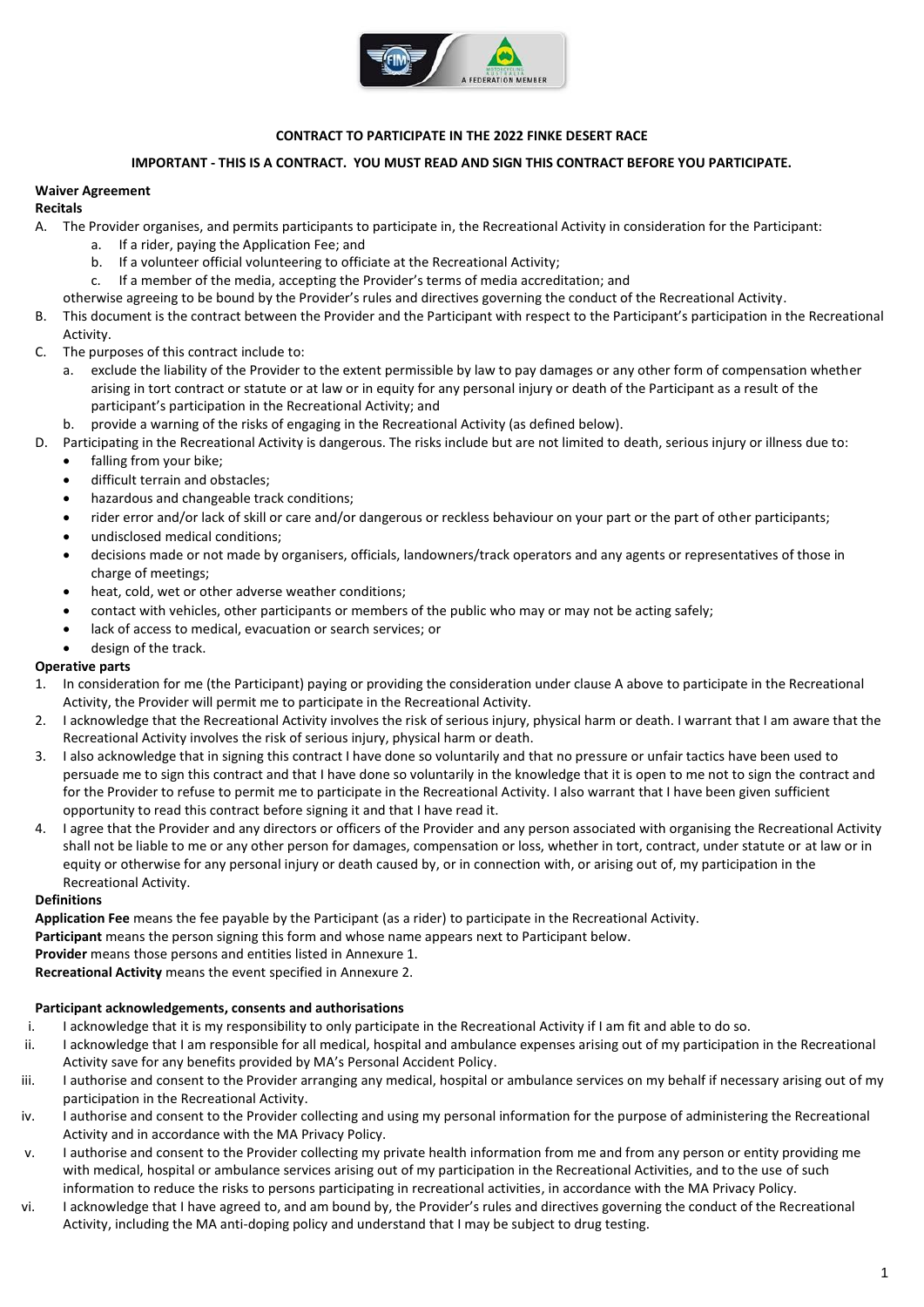**CONTRACT TO PARTICIPATE IN THE 2022 FINKE DESERT RACE**

**IMPORTANT - THIS IS A CONTRACT. YOU MUST READ AND SIGN THIS CONTRACT BEFORE YOU PARTICIPATE.**

**Waiver Agreement**

**Recitals**

A. The Provider organises, and permits participants to participate in, the Recreational Activity in consideration for the Participant:
   a. If a rider, paying the Application Fee; and
   b. If a volunteer official volunteering to officiate at the Recreational Activity;
   c. If a member of the media, accepting the Provider's terms of media accreditation; and

   otherwise agreeing to be bound by the Provider's rules and directives governing the conduct of the Recreational Activity.

B. This document is the contract between the Provider and the Participant with respect to the Participant's participation in the Recreational Activity.

C. The purposes of this contract include to:
   a. exclude the liability of the Provider to the extent permissible by law to pay damages or any other form of compensation whether arising in tort contract or statute or at law or in equity for any personal injury or death of the Participant as a result of the participant's participation in the Recreational Activity; and
   b. provide a warning of the risks of engaging in the Recreational Activity (as defined below).

D. Participating in the Recreational Activity is dangerous. The risks include but are not limited to death, serious injury or illness due to:
   - falling from your bike;
   - difficult terrain and obstacles;
   - hazardous and changeable track conditions;
   - rider error and/or lack of skill or care and/or dangerous or reckless behaviour on your part or the part of other participants;
   - undisclosed medical conditions;
   - decisions made or not made by organisers, officials, landowners/track operators and any agents or representatives of those in charge of meetings;
   - heat, cold, wet or other adverse weather conditions;
   - contact with vehicles, other participants or members of the public who may or may not be acting safely;
   - lack of access to medical, evacuation or search services; or
   - design of the track.

**Operative parts**

1. In consideration for me (the Participant) paying or providing the consideration under clause A above to participate in the Recreational Activity, the Provider will permit me to participate in the Recreational Activity.
2. I acknowledge that the Recreational Activity involves the risk of serious injury, physical harm or death. I warrant that I am aware that the Recreational Activity involves the risk of serious injury, physical harm or death.
3. I also acknowledge that in signing this contract I have done so voluntarily and that no pressure or unfair tactics have been used to persuade me to sign this contract and that I have done so voluntarily in the knowledge that it is open to me not to sign the contract and for the Provider to refuse to permit me to participate in the Recreational Activity. I also warrant that I have been given sufficient opportunity to read this contract before signing it and that I have read it.
4. I agree that the Provider and any directors or officers of the Provider and any person associated with organising the Recreational Activity shall not be liable to me or any other person for damages, compensation or loss, whether in tort, contract, under statute or at law or in equity or otherwise for any personal injury or death caused by, or in connection with, or arising out of, my participation in the Recreational Activity.

**Definitions**

**Application Fee** means the fee payable by the Participant (as a rider) to participate in the Recreational Activity.

**Participant** means the person signing this form and whose name appears next to Participant below.

**Provider** means those persons and entities listed in Annexure 1.

**Recreational Activity** means the event specified in Annexure 2.

**Participant acknowledgements, consents and authorisations**

i. I acknowledge that it is my responsibility to only participate in the Recreational Activity if I am fit and able to do so.

ii. I acknowledge that I am responsible for all medical, hospital and ambulance expenses arising out of my participation in the Recreational Activity save for any benefits provided by MA's Personal Accident Policy.

iii. I authorise and consent to the Provider arranging any medical, hospital or ambulance services on my behalf if necessary arising out of my participation in the Recreational Activity.

iv. I authorise and consent to the Provider collecting and using my personal information for the purpose of administering the Recreational Activity and in accordance with the MA Privacy Policy.

v. I authorise and consent to the Provider collecting my private health information from me and from any person or entity providing me with medical, hospital or ambulance services arising out of my participation in the Recreational Activities, and to the use of such information to reduce the risks to persons participating in recreational activities, in accordance with the MA Privacy Policy.

vi. I acknowledge that I have agreed to, and am bound by, the Provider's rules and directives governing the conduct of the Recreational Activity, including the MA anti-doping policy and understand that I may be subject to drug testing.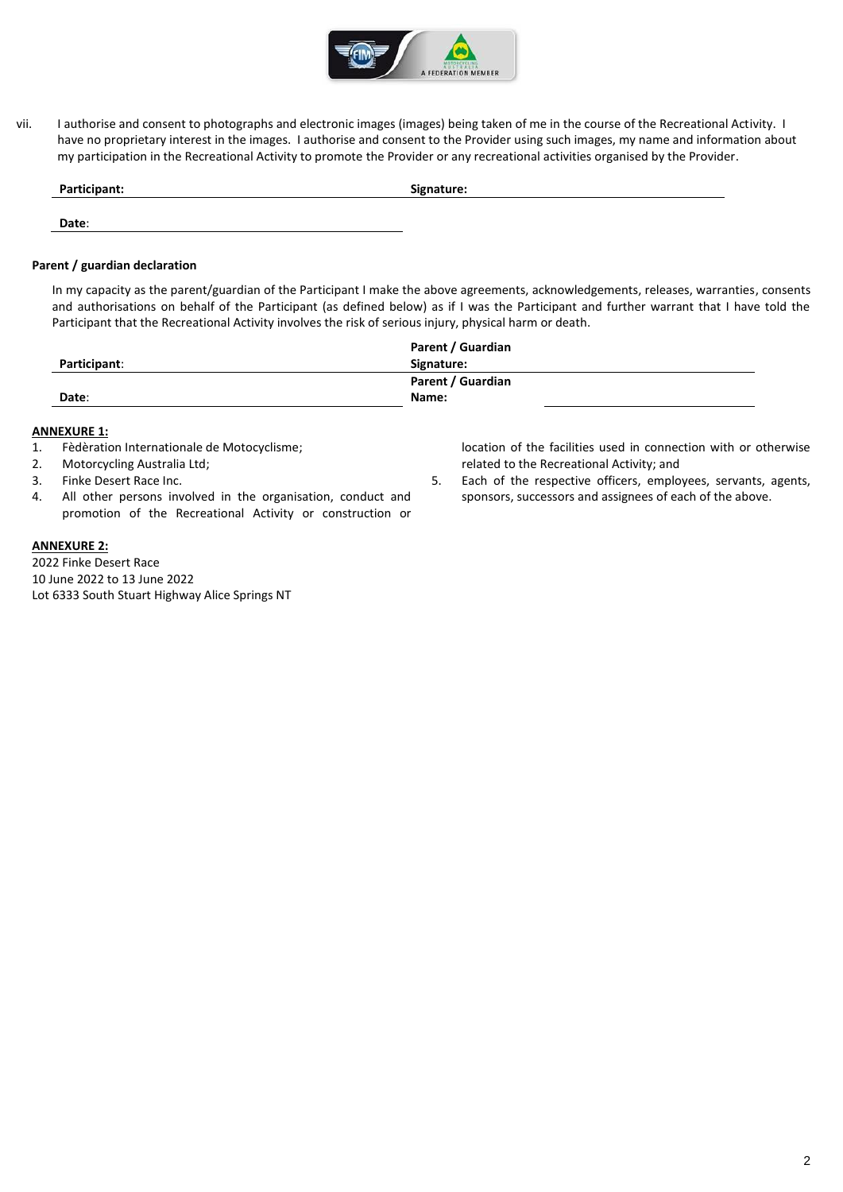vii. I authorise and consent to photographs and electronic images (images) being taken of me in the course of the Recreational Activity. I have no proprietary interest in the images. I authorise and consent to the Provider using such images, my name and information about my participation in the Recreational Activity to promote the Provider or any recreational activities organised by the Provider.

**Participant:** ______________________ **Signature:** ______________________

**Date**: ______________________

**Parent / guardian declaration**

In my capacity as the parent/guardian of the Participant I make the above agreements, acknowledgements, releases, warranties, consents and authorisations on behalf of the Participant (as defined below) as if I was the Participant and further warrant that I have told the Participant that the Recreational Activity involves the risk of serious injury, physical harm or death.

**Participant**: ______________________ **Parent / Guardian Signature:** ______________________

**Date**: ______________________ **Parent / Guardian Name:** ______________________

**ANNEXURE 1:**

1. Fèdèration Internationale de Motocyclisme;
2. Motorcycling Australia Ltd;
3. Finke Desert Race Inc.
4. All other persons involved in the organisation, conduct and promotion of the Recreational Activity or construction or location of the facilities used in connection with or otherwise related to the Recreational Activity; and
5. Each of the respective officers, employees, servants, agents, sponsors, successors and assignees of each of the above.

**ANNEXURE 2:**

2022 Finke Desert Race
10 June 2022 to 13 June 2022
Lot 6333 South Stuart Highway Alice Springs NT